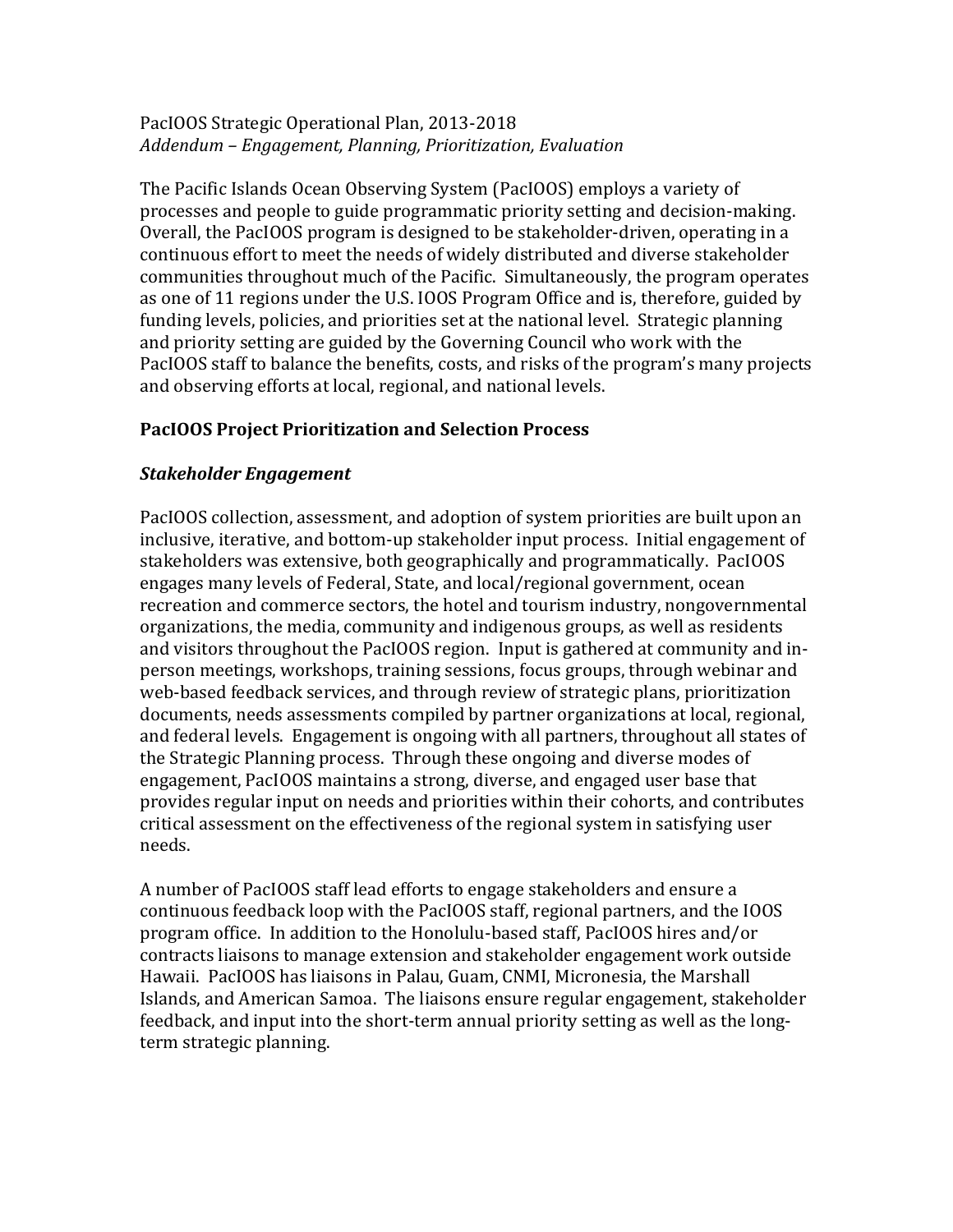PacIOOS Strategic Operational Plan, 2013-2018

*Addendum – Engagement, Planning, Prioritization, Evaluation*

The Pacific Islands Ocean Observing System (PacIOOS) employs a variety of processes and people to guide programmatic priority setting and decision-making. Overall, the PacIOOS program is designed to be stakeholder-driven, operating in a continuous effort to meet the needs of widely distributed and diverse stakeholder communities throughout much of the Pacific. Simultaneously, the program operates as one of 11 regions under the U.S. IOOS Program Office and is, therefore, guided by funding levels, policies, and priorities set at the national level. Strategic planning and priority setting are guided by the Governing Council who work with the PacIOOS staff to balance the benefits, costs, and risks of the program's many projects and observing efforts at local, regional, and national levels.

## PacIOOS Project Prioritization and Selection Process

### *Stakeholder Engagement*

PacIOOS collection, assessment, and adoption of system priorities are built upon an inclusive, iterative, and bottom-up stakeholder input process. Initial engagement of stakeholders was extensive, both geographically and programmatically. PacIOOS engages many levels of Federal, State, and local/regional government, ocean recreation and commerce sectors, the hotel and tourism industry, nongovernmental organizations, the media, community and indigenous groups, as well as residents and visitors throughout the PacIOOS region. Input is gathered at community and in-person meetings, workshops, training sessions, focus groups, through webinar and web-based feedback services, and through review of strategic plans, prioritization documents, needs assessments compiled by partner organizations at local, regional, and federal levels. Engagement is ongoing with all partners, throughout all states of the Strategic Planning process. Through these ongoing and diverse modes of engagement, PacIOOS maintains a strong, diverse, and engaged user base that provides regular input on needs and priorities within their cohorts, and contributes critical assessment on the effectiveness of the regional system in satisfying user needs.

A number of PacIOOS staff lead efforts to engage stakeholders and ensure a continuous feedback loop with the PacIOOS staff, regional partners, and the IOOS program office. In addition to the Honolulu-based staff, PacIOOS hires and/or contracts liaisons to manage extension and stakeholder engagement work outside Hawaii. PacIOOS has liaisons in Palau, Guam, CNMI, Micronesia, the Marshall Islands, and American Samoa. The liaisons ensure regular engagement, stakeholder feedback, and input into the short-term annual priority setting as well as the long-term strategic planning.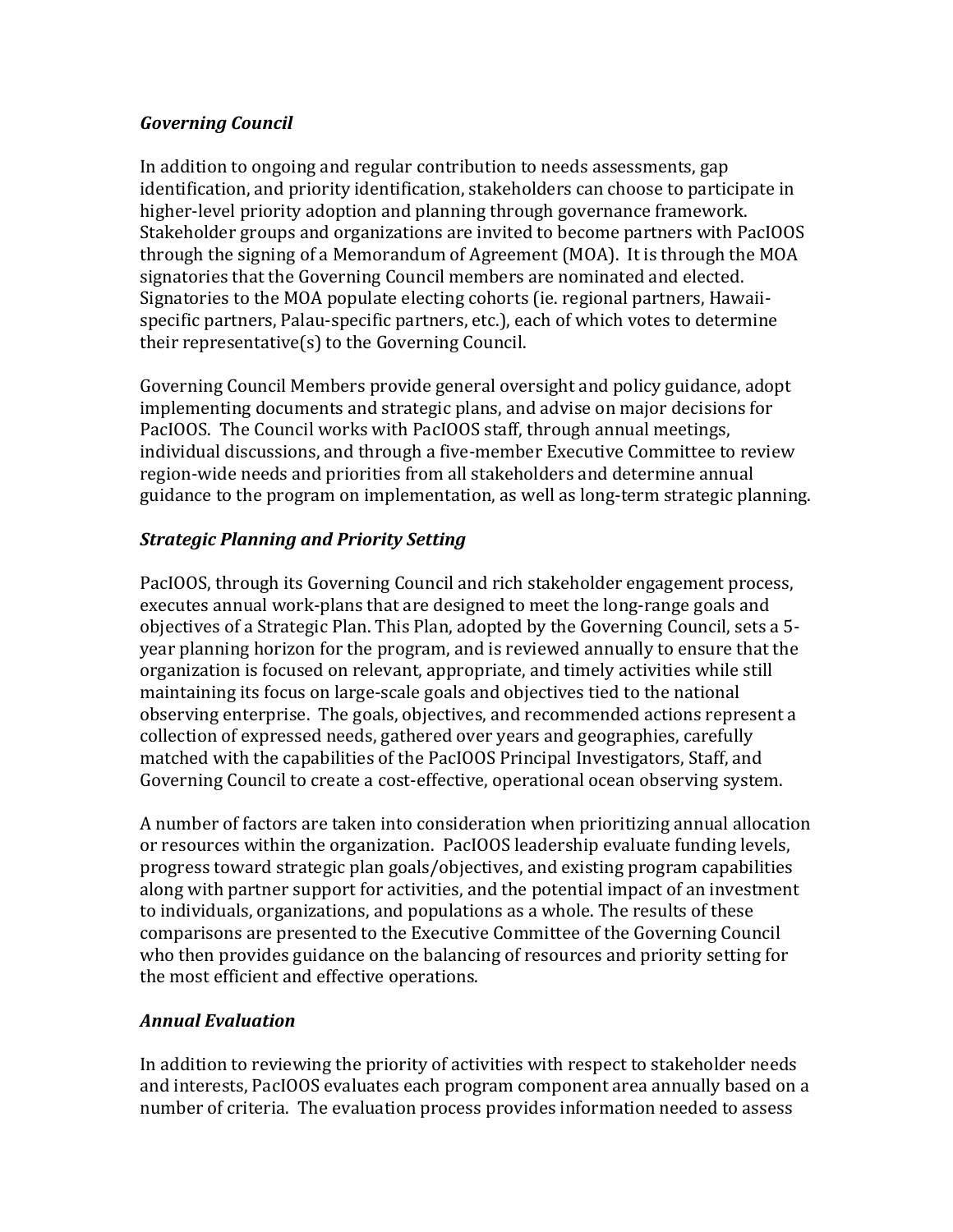### *Governing Council*

In addition to ongoing and regular contribution to needs assessments, gap identification, and priority identification, stakeholders can choose to participate in higher-level priority adoption and planning through governance framework. Stakeholder groups and organizations are invited to become partners with PacIOOS through the signing of a Memorandum of Agreement (MOA). It is through the MOA signatories that the Governing Council members are nominated and elected. Signatories to the MOA populate electing cohorts (ie. regional partners, Hawaii-specific partners, Palau-specific partners, etc.), each of which votes to determine their representative(s) to the Governing Council.

Governing Council Members provide general oversight and policy guidance, adopt implementing documents and strategic plans, and advise on major decisions for PacIOOS. The Council works with PacIOOS staff, through annual meetings, individual discussions, and through a five-member Executive Committee to review region-wide needs and priorities from all stakeholders and determine annual guidance to the program on implementation, as well as long-term strategic planning.

### *Strategic Planning and Priority Setting*

PacIOOS, through its Governing Council and rich stakeholder engagement process, executes annual work-plans that are designed to meet the long-range goals and objectives of a Strategic Plan. This Plan, adopted by the Governing Council, sets a 5-year planning horizon for the program, and is reviewed annually to ensure that the organization is focused on relevant, appropriate, and timely activities while still maintaining its focus on large-scale goals and objectives tied to the national observing enterprise. The goals, objectives, and recommended actions represent a collection of expressed needs, gathered over years and geographies, carefully matched with the capabilities of the PacIOOS Principal Investigators, Staff, and Governing Council to create a cost-effective, operational ocean observing system.

A number of factors are taken into consideration when prioritizing annual allocation or resources within the organization. PacIOOS leadership evaluate funding levels, progress toward strategic plan goals/objectives, and existing program capabilities along with partner support for activities, and the potential impact of an investment to individuals, organizations, and populations as a whole. The results of these comparisons are presented to the Executive Committee of the Governing Council who then provides guidance on the balancing of resources and priority setting for the most efficient and effective operations.

### *Annual Evaluation*

In addition to reviewing the priority of activities with respect to stakeholder needs and interests, PacIOOS evaluates each program component area annually based on a number of criteria. The evaluation process provides information needed to assess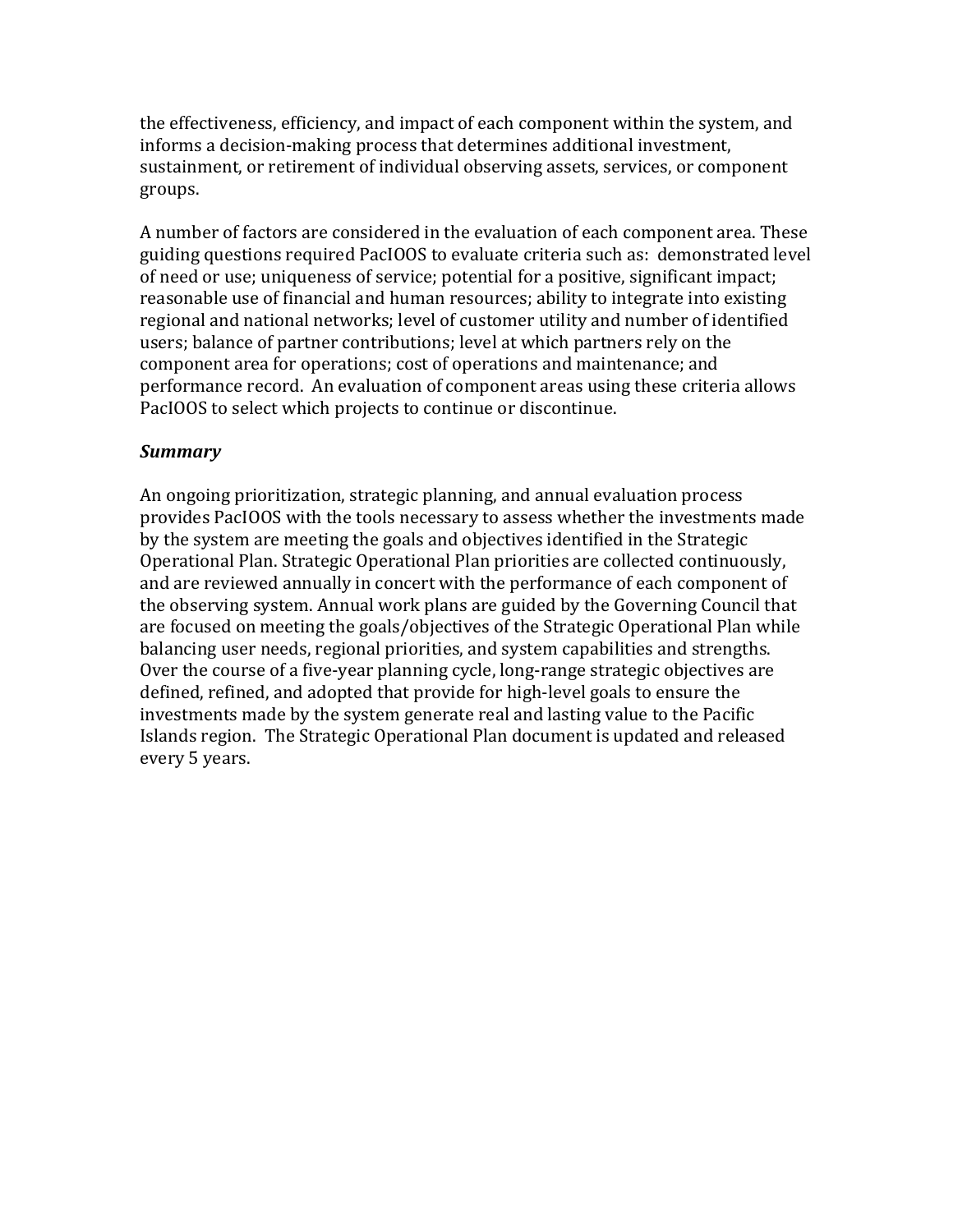the effectiveness, efficiency, and impact of each component within the system, and informs a decision-making process that determines additional investment, sustainment, or retirement of individual observing assets, services, or component groups.

A number of factors are considered in the evaluation of each component area. These guiding questions required PacIOOS to evaluate criteria such as: demonstrated level of need or use; uniqueness of service; potential for a positive, significant impact; reasonable use of financial and human resources; ability to integrate into existing regional and national networks; level of customer utility and number of identified users; balance of partner contributions; level at which partners rely on the component area for operations; cost of operations and maintenance; and performance record. An evaluation of component areas using these criteria allows PacIOOS to select which projects to continue or discontinue.

***Summary***

An ongoing prioritization, strategic planning, and annual evaluation process provides PacIOOS with the tools necessary to assess whether the investments made by the system are meeting the goals and objectives identified in the Strategic Operational Plan. Strategic Operational Plan priorities are collected continuously, and are reviewed annually in concert with the performance of each component of the observing system. Annual work plans are guided by the Governing Council that are focused on meeting the goals/objectives of the Strategic Operational Plan while balancing user needs, regional priorities, and system capabilities and strengths. Over the course of a five-year planning cycle, long-range strategic objectives are defined, refined, and adopted that provide for high-level goals to ensure the investments made by the system generate real and lasting value to the Pacific Islands region. The Strategic Operational Plan document is updated and released every 5 years.